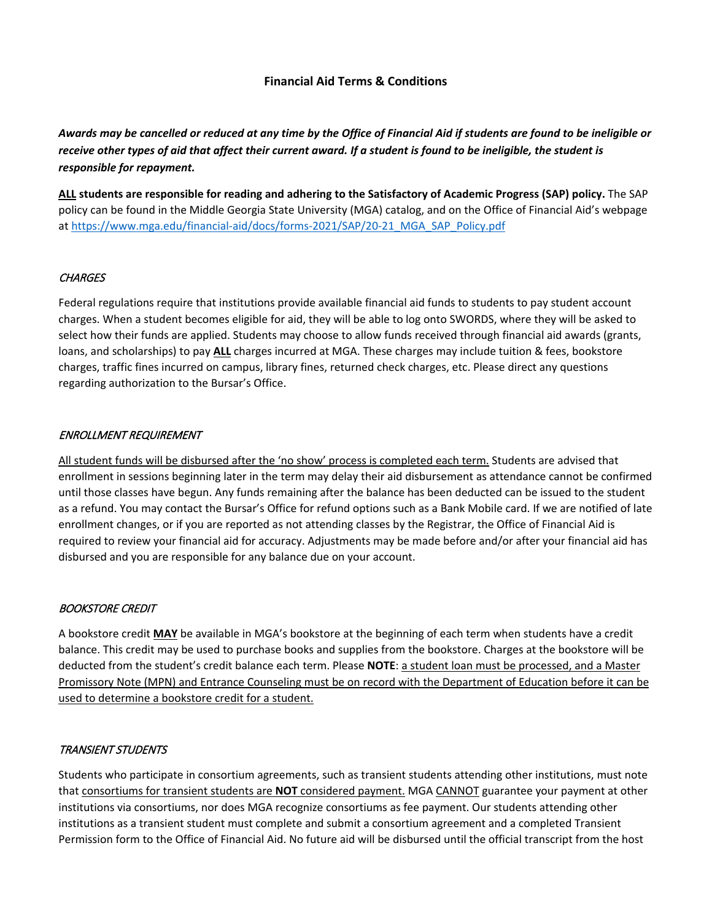# Financial Aid Terms & Conditions

***Awards may be cancelled or reduced at any time by the Office of Financial Aid if students are found to be ineligible or receive other types of aid that affect their current award. If a student is found to be ineligible, the student is responsible for repayment.***

<u>**ALL**</u> **students are responsible for reading and adhering to the Satisfactory of Academic Progress (SAP) policy.** The SAP policy can be found in the Middle Georgia State University (MGA) catalog, and on the Office of Financial Aid's webpage at https://www.mga.edu/financial-aid/docs/forms-2021/SAP/20-21_MGA_SAP_Policy.pdf

### *CHARGES*

Federal regulations require that institutions provide available financial aid funds to students to pay student account charges. When a student becomes eligible for aid, they will be able to log onto SWORDS, where they will be asked to select how their funds are applied. Students may choose to allow funds received through financial aid awards (grants, loans, and scholarships) to pay <u>**ALL**</u> charges incurred at MGA. These charges may include tuition & fees, bookstore charges, traffic fines incurred on campus, library fines, returned check charges, etc. Please direct any questions regarding authorization to the Bursar's Office.

### *ENROLLMENT REQUIREMENT*

<u>All student funds will be disbursed after the 'no show' process is completed each term.</u> Students are advised that enrollment in sessions beginning later in the term may delay their aid disbursement as attendance cannot be confirmed until those classes have begun. Any funds remaining after the balance has been deducted can be issued to the student as a refund. You may contact the Bursar's Office for refund options such as a Bank Mobile card. If we are notified of late enrollment changes, or if you are reported as not attending classes by the Registrar, the Office of Financial Aid is required to review your financial aid for accuracy. Adjustments may be made before and/or after your financial aid has disbursed and you are responsible for any balance due on your account.

### *BOOKSTORE CREDIT*

A bookstore credit <u>**MAY**</u> be available in MGA's bookstore at the beginning of each term when students have a credit balance. This credit may be used to purchase books and supplies from the bookstore. Charges at the bookstore will be deducted from the student's credit balance each term. Please **NOTE**: <u>a student loan must be processed, and a Master Promissory Note (MPN) and Entrance Counseling must be on record with the Department of Education before it can be used to determine a bookstore credit for a student.</u>

### *TRANSIENT STUDENTS*

Students who participate in consortium agreements, such as transient students attending other institutions, must note that <u>consortiums for transient students are **NOT** considered payment.</u> MGA <u>CANNOT</u> guarantee your payment at other institutions via consortiums, nor does MGA recognize consortiums as fee payment. Our students attending other institutions as a transient student must complete and submit a consortium agreement and a completed Transient Permission form to the Office of Financial Aid. No future aid will be disbursed until the official transcript from the host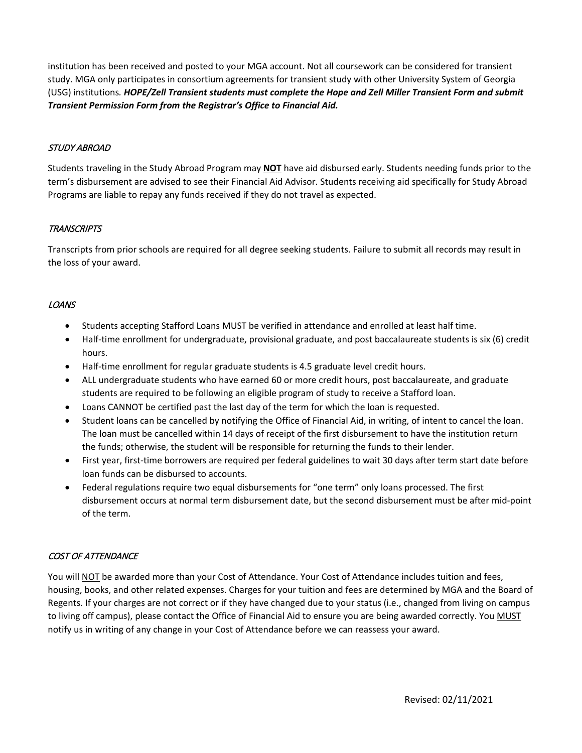institution has been received and posted to your MGA account. Not all coursework can be considered for transient study. MGA only participates in consortium agreements for transient study with other University System of Georgia (USG) institutions. ***HOPE/Zell Transient students must complete the Hope and Zell Miller Transient Form and submit Transient Permission Form from the Registrar's Office to Financial Aid.***

### *STUDY ABROAD*

Students traveling in the Study Abroad Program may **NOT** have aid disbursed early. Students needing funds prior to the term's disbursement are advised to see their Financial Aid Advisor. Students receiving aid specifically for Study Abroad Programs are liable to repay any funds received if they do not travel as expected.

### *TRANSCRIPTS*

Transcripts from prior schools are required for all degree seeking students. Failure to submit all records may result in the loss of your award.

### *LOANS*

- Students accepting Stafford Loans MUST be verified in attendance and enrolled at least half time.
- Half-time enrollment for undergraduate, provisional graduate, and post baccalaureate students is six (6) credit hours.
- Half-time enrollment for regular graduate students is 4.5 graduate level credit hours.
- ALL undergraduate students who have earned 60 or more credit hours, post baccalaureate, and graduate students are required to be following an eligible program of study to receive a Stafford loan.
- Loans CANNOT be certified past the last day of the term for which the loan is requested.
- Student loans can be cancelled by notifying the Office of Financial Aid, in writing, of intent to cancel the loan. The loan must be cancelled within 14 days of receipt of the first disbursement to have the institution return the funds; otherwise, the student will be responsible for returning the funds to their lender.
- First year, first-time borrowers are required per federal guidelines to wait 30 days after term start date before loan funds can be disbursed to accounts.
- Federal regulations require two equal disbursements for "one term" only loans processed. The first disbursement occurs at normal term disbursement date, but the second disbursement must be after mid-point of the term.

### *COST OF ATTENDANCE*

You will NOT be awarded more than your Cost of Attendance. Your Cost of Attendance includes tuition and fees, housing, books, and other related expenses. Charges for your tuition and fees are determined by MGA and the Board of Regents. If your charges are not correct or if they have changed due to your status (i.e., changed from living on campus to living off campus), please contact the Office of Financial Aid to ensure you are being awarded correctly. You MUST notify us in writing of any change in your Cost of Attendance before we can reassess your award.

Revised: 02/11/2021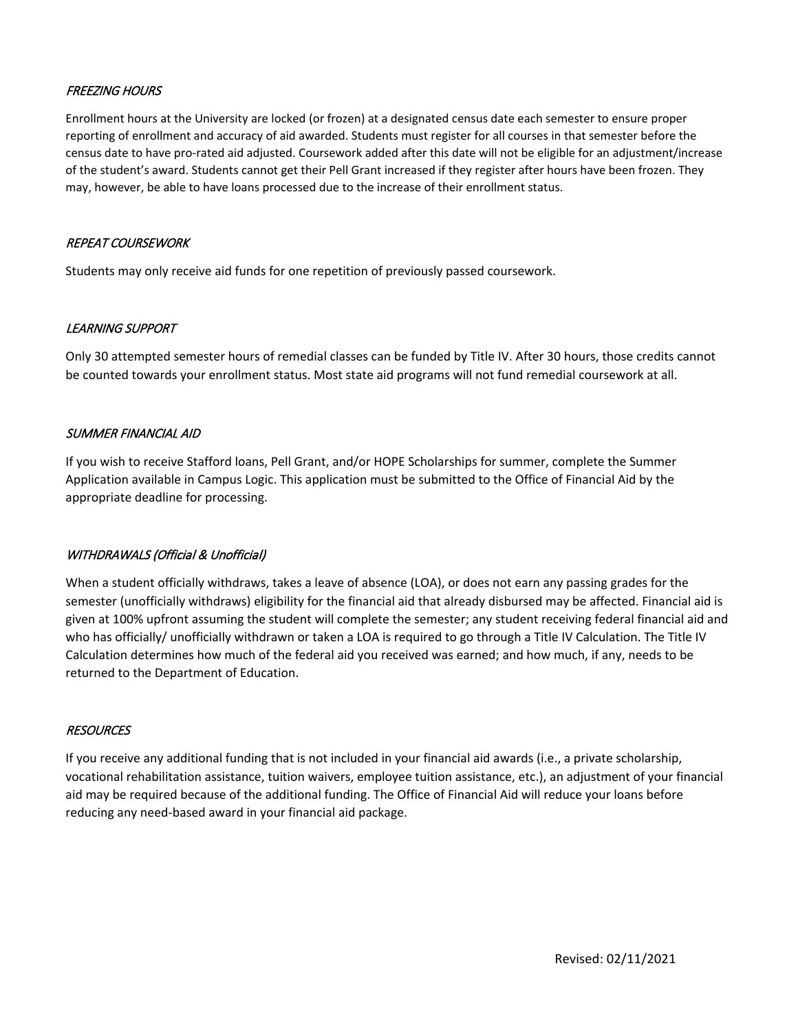### *FREEZING HOURS*

Enrollment hours at the University are locked (or frozen) at a designated census date each semester to ensure proper reporting of enrollment and accuracy of aid awarded. Students must register for all courses in that semester before the census date to have pro-rated aid adjusted. Coursework added after this date will not be eligible for an adjustment/increase of the student's award. Students cannot get their Pell Grant increased if they register after hours have been frozen. They may, however, be able to have loans processed due to the increase of their enrollment status.

### *REPEAT COURSEWORK*

Students may only receive aid funds for one repetition of previously passed coursework.

### *LEARNING SUPPORT*

Only 30 attempted semester hours of remedial classes can be funded by Title IV. After 30 hours, those credits cannot be counted towards your enrollment status. Most state aid programs will not fund remedial coursework at all.

### *SUMMER FINANCIAL AID*

If you wish to receive Stafford loans, Pell Grant, and/or HOPE Scholarships for summer, complete the Summer Application available in Campus Logic. This application must be submitted to the Office of Financial Aid by the appropriate deadline for processing.

### *WITHDRAWALS (Official & Unofficial)*

When a student officially withdraws, takes a leave of absence (LOA), or does not earn any passing grades for the semester (unofficially withdraws) eligibility for the financial aid that already disbursed may be affected. Financial aid is given at 100% upfront assuming the student will complete the semester; any student receiving federal financial aid and who has officially/ unofficially withdrawn or taken a LOA is required to go through a Title IV Calculation. The Title IV Calculation determines how much of the federal aid you received was earned; and how much, if any, needs to be returned to the Department of Education.

### *RESOURCES*

If you receive any additional funding that is not included in your financial aid awards (i.e., a private scholarship, vocational rehabilitation assistance, tuition waivers, employee tuition assistance, etc.), an adjustment of your financial aid may be required because of the additional funding. The Office of Financial Aid will reduce your loans before reducing any need-based award in your financial aid package.

Revised: 02/11/2021